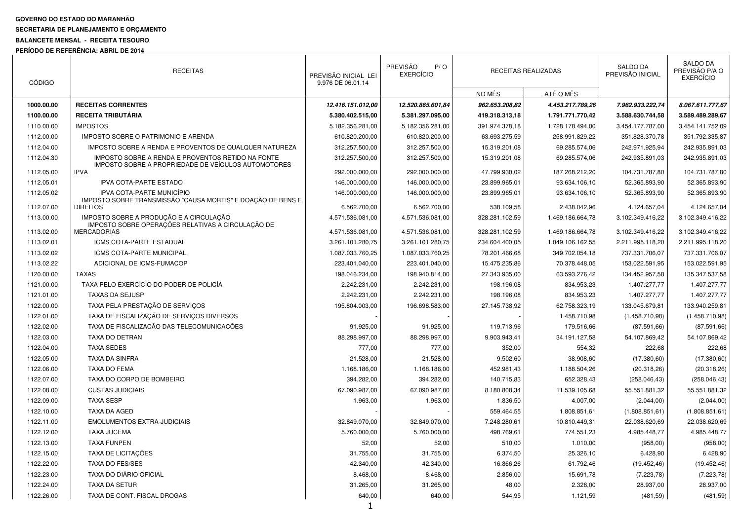**GOVERNO DO ESTADO DO MARANHÃO**

**SECRETARIA DE PLANEJAMENTO E ORÇAMENTO**

**BALANCETE MENSAL - RECEITA TESOURO**

**PERÍODO DE REFERÊNCIA: ABRIL DE 2014**

| CÓDIGO | RECEITAS | PREVISÃO INICIAL LEI 9.976 DE 06.01.14 | PREVISÃO P/ O EXERCÍCIO | RECEITAS REALIZADAS | | SALDO DA PREVISÃO INICIAL | SALDO DA PREVISÃO P/A O EXERCÍCIO |
|---|---|---|---|---|---|---|---|
| | | | | NO MÊS | ATÉ O MÊS | | |
| **1000.00.00** | ***RECEITAS CORRENTES*** | ***12.416.151.012,00*** | ***12.520.865.601,84*** | ***962.653.208,82*** | ***4.453.217.789,26*** | ***7.962.933.222,74*** | ***8.067.611.777,67*** |
| **1100.00.00** | **RECEITA TRIBUTÁRIA** | **5.380.402.515,00** | **5.381.297.095,00** | **419.318.313,18** | **1.791.771.770,42** | **3.588.630.744,58** | **3.589.489.289,67** |
| 1110.00.00 | IMPOSTOS | 5.182.356.281,00 | 5.182.356.281,00 | 391.974.378,18 | 1.728.178.494,00 | 3.454.177.787,00 | 3.454.141.752,09 |
| 1112.00.00 | IMPOSTO SOBRE O PATRIMONIO E ARENDA | 610.820.200,00 | 610.820.200,00 | 63.693.275,59 | 258.991.829,22 | 351.828.370,78 | 351.792.335,87 |
| 1112.04.00 | IMPOSTO SOBRE A RENDA E PROVENTOS DE QUALQUER NATUREZA | 312.257.500,00 | 312.257.500,00 | 15.319.201,08 | 69.285.574,06 | 242.971.925,94 | 242.935.891,03 |
| 1112.04.30 | IMPOSTO SOBRE A RENDA E PROVENTOS RETIDO NA FONTE | 312.257.500,00 | 312.257.500,00 | 15.319.201,08 | 69.285.574,06 | 242.935.891,03 | 242.935.891,03 |
| 1112.05.00 | IMPOSTO SOBRE A PROPRIEDADE DE VEÍCULOS AUTOMOTORES - IPVA | 292.000.000,00 | 292.000.000,00 | 47.799.930,02 | 187.268.212,20 | 104.731.787,80 | 104.731.787,80 |
| 1112.05.01 | IPVA COTA-PARTE ESTADO | 146.000.000,00 | 146.000.000,00 | 23.899.965,01 | 93.634.106,10 | 52.365.893,90 | 52.365.893,90 |
| 1112.05.02 | IPVA COTA-PARTE MUNICÍPIO | 146.000.000,00 | 146.000.000,00 | 23.899.965,01 | 93.634.106,10 | 52.365.893,90 | 52.365.893,90 |
| 1112.07.00 | IMPOSTO SOBRE TRANSMISSÃO "CAUSA MORTIS" E DOAÇÃO DE BENS E DIREITOS | 6.562.700,00 | 6.562.700,00 | 538.109,58 | 2.438.042,96 | 4.124.657,04 | 4.124.657,04 |
| 1113.00.00 | IMPOSTO SOBRE A PRODUÇÃO E A CIRCULAÇÃO | 4.571.536.081,00 | 4.571.536.081,00 | 328.281.102,59 | 1.469.186.664,78 | 3.102.349.416,22 | 3.102.349.416,22 |
| 1113.02.00 | IMPOSTO SOBRE OPERAÇÕES RELATIVAS A CIRCULAÇÃO DE MERCADORIAS | 4.571.536.081,00 | 4.571.536.081,00 | 328.281.102,59 | 1.469.186.664,78 | 3.102.349.416,22 | 3.102.349.416,22 |
| 1113.02.01 | ICMS COTA-PARTE ESTADUAL | 3.261.101.280,75 | 3.261.101.280,75 | 234.604.400,05 | 1.049.106.162,55 | 2.211.995.118,20 | 2.211.995.118,20 |
| 1113.02.02 | ICMS COTA-PARTE MUNICIPAL | 1.087.033.760,25 | 1.087.033.760,25 | 78.201.466,68 | 349.702.054,18 | 737.331.706,07 | 737.331.706,07 |
| 1113.02.22 | ADICIONAL DE ICMS-FUMACOP | 223.401.040,00 | 223.401.040,00 | 15.475.235,86 | 70.378.448,05 | 153.022.591,95 | 153.022.591,95 |
| 1120.00.00 | TAXAS | 198.046.234,00 | 198.940.814,00 | 27.343.935,00 | 63.593.276,42 | 134.452.957,58 | 135.347.537,58 |
| 1121.00.00 | TAXA PELO EXERCÍCIO DO PODER DE POLICÍA | 2.242.231,00 | 2.242.231,00 | 198.196,08 | 834.953,23 | 1.407.277,77 | 1.407.277,77 |
| 1121.01.00 | TAXAS DA SEJUSP | 2.242.231,00 | 2.242.231,00 | 198.196,08 | 834.953,23 | 1.407.277,77 | 1.407.277,77 |
| 1122.00.00 | TAXA PELA PRESTAÇÃO DE SERVIÇOS | 195.804.003,00 | 196.698.583,00 | 27.145.738,92 | 62.758.323,19 | 133.045.679,81 | 133.940.259,81 |
| 1122.01.00 | TAXA DE FISCALIZAÇÃO DE SERVIÇOS DIVERSOS | - | - | - | 1.458.710,98 | (1.458.710,98) | (1.458.710,98) |
| 1122.02.00 | TAXA DE FISCALIZACÃO DAS TELECOMUNICACÕES | 91.925,00 | 91.925,00 | 119.713,96 | 179.516,66 | (87.591,66) | (87.591,66) |
| 1122.03.00 | TAXA DO DETRAN | 88.298.997,00 | 88.298.997,00 | 9.903.943,41 | 34.191.127,58 | 54.107.869,42 | 54.107.869,42 |
| 1122.04.00 | TAXA SEDES | 777,00 | 777,00 | 352,00 | 554,32 | 222,68 | 222,68 |
| 1122.05.00 | TAXA DA SINFRA | 21.528,00 | 21.528,00 | 9.502,60 | 38.908,60 | (17.380,60) | (17.380,60) |
| 1122.06.00 | TAXA DO FEMA | 1.168.186,00 | 1.168.186,00 | 452.981,43 | 1.188.504,26 | (20.318,26) | (20.318,26) |
| 1122.07.00 | TAXA DO CORPO DE BOMBEIRO | 394.282,00 | 394.282,00 | 140.715,83 | 652.328,43 | (258.046,43) | (258.046,43) |
| 1122.08.00 | CUSTAS JUDICIAIS | 67.090.987,00 | 67.090.987,00 | 8.180.808,34 | 11.539.105,68 | 55.551.881,32 | 55.551.881,32 |
| 1122.09.00 | TAXA SESP | 1.963,00 | 1.963,00 | 1.836,50 | 4.007,00 | (2.044,00) | (2.044,00) |
| 1122.10.00 | TAXA DA AGED | - | - | 559.464,55 | 1.808.851,61 | (1.808.851,61) | (1.808.851,61) |
| 1122.11.00 | EMOLUMENTOS EXTRA-JUDICIAIS | 32.849.070,00 | 32.849.070,00 | 7.248.280,61 | 10.810.449,31 | 22.038.620,69 | 22.038.620,69 |
| 1122.12.00 | TAXA JUCEMA | 5.760.000,00 | 5.760.000,00 | 498.769,61 | 774.551,23 | 4.985.448,77 | 4.985.448,77 |
| 1122.13.00 | TAXA FUNPEN | 52,00 | 52,00 | 510,00 | 1.010,00 | (958,00) | (958,00) |
| 1122.15.00 | TAXA DE LICITAÇÕES | 31.755,00 | 31.755,00 | 6.374,50 | 25.326,10 | 6.428,90 | 6.428,90 |
| 1122.22.00 | TAXA DO FES/SES | 42.340,00 | 42.340,00 | 16.866,26 | 61.792,46 | (19.452,46) | (19.452,46) |
| 1122.23.00 | TAXA DO DIÁRIO OFICIAL | 8.468,00 | 8.468,00 | 2.856,00 | 15.691,78 | (7.223,78) | (7.223,78) |
| 1122.24.00 | TAXA DA SETUR | 31.265,00 | 31.265,00 | 48,00 | 2.328,00 | 28.937,00 | 28.937,00 |
| 1122.26.00 | TAXA DE CONT. FISCAL DROGAS | 640,00 | 640,00 | 544,95 | 1.121,59 | (481,59) | (481,59) |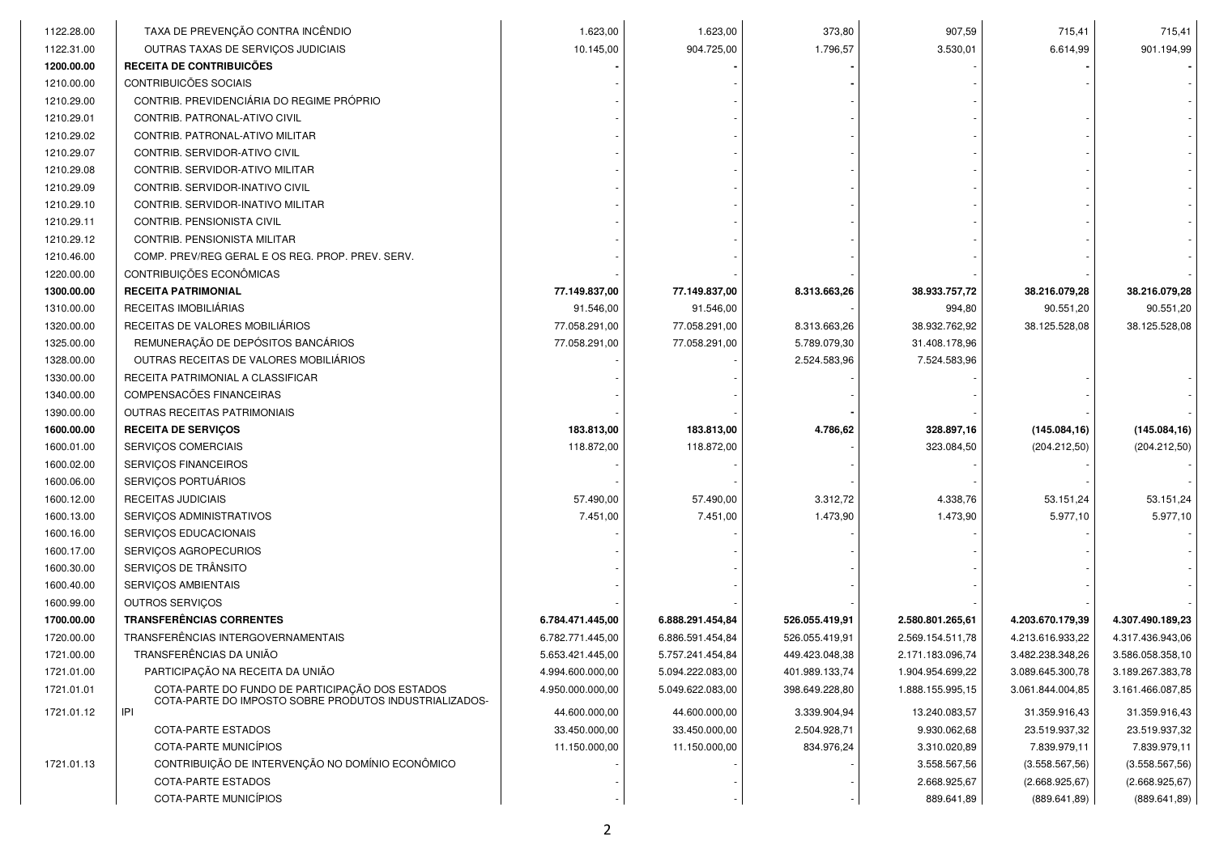| | | | | | | | |
|---|---|---|---|---|---|---|---|
| 1122.28.00 | TAXA DE PREVENÇÃO CONTRA INCÊNDIO | 1.623,00 | 1.623,00 | 373,80 | 907,59 | 715,41 | 715,41 |
| 1122.31.00 | OUTRAS TAXAS DE SERVIÇOS JUDICIAIS | 10.145,00 | 904.725,00 | 1.796,57 | 3.530,01 | 6.614,99 | 901.194,99 |
| **1200.00.00** | **RECEITA DE CONTRIBUICÕES** | **-** | **-** | **-** | - | **-** | **-** |
| 1210.00.00 | CONTRIBUICÕES SOCIAIS | - | - | **-** | - | - | - |
| 1210.29.00 | CONTRIB. PREVIDENCIÁRIA DO REGIME PRÓPRIO | - | - | - | - | | - |
| 1210.29.01 | CONTRIB. PATRONAL-ATIVO CIVIL | - | - | - | - | - | - |
| 1210.29.02 | CONTRIB. PATRONAL-ATIVO MILITAR | - | - | - | - | - | - |
| 1210.29.07 | CONTRIB. SERVIDOR-ATIVO CIVIL | - | - | - | - | - | - |
| 1210.29.08 | CONTRIB. SERVIDOR-ATIVO MILITAR | - | - | - | - | - | - |
| 1210.29.09 | CONTRIB. SERVIDOR-INATIVO CIVIL | - | - | - | - | - | - |
| 1210.29.10 | CONTRIB. SERVIDOR-INATIVO MILITAR | - | - | - | - | - | - |
| 1210.29.11 | CONTRIB. PENSIONISTA CIVIL | - | - | - | - | - | - |
| 1210.29.12 | CONTRIB. PENSIONISTA MILITAR | - | - | - | - | - | - |
| 1210.46.00 | COMP. PREV/REG GERAL E OS REG. PROP. PREV. SERV. | - | - | - | - | - | - |
| 1220.00.00 | CONTRIBUIÇÕES ECONÔMICAS | - | - | - | - | - | - |
| **1300.00.00** | **RECEITA PATRIMONIAL** | **77.149.837,00** | **77.149.837,00** | **8.313.663,26** | **38.933.757,72** | **38.216.079,28** | **38.216.079,28** |
| 1310.00.00 | RECEITAS IMOBILIÁRIAS | 91.546,00 | 91.546,00 | - | 994,80 | 90.551,20 | 90.551,20 |
| 1320.00.00 | RECEITAS DE VALORES MOBILIÁRIOS | 77.058.291,00 | 77.058.291,00 | 8.313.663,26 | 38.932.762,92 | 38.125.528,08 | 38.125.528,08 |
| 1325.00.00 | REMUNERAÇÃO DE DEPÓSITOS BANCÁRIOS | 77.058.291,00 | 77.058.291,00 | 5.789.079,30 | 31.408.178,96 | | |
| 1328.00.00 | OUTRAS RECEITAS DE VALORES MOBILIÁRIOS | - | - | 2.524.583,96 | 7.524.583,96 | | |
| 1330.00.00 | RECEITA PATRIMONIAL A CLASSIFICAR | - | - | - | - | - | - |
| 1340.00.00 | COMPENSACÕES FINANCEIRAS | - | - | - | - | - | - |
| 1390.00.00 | OUTRAS RECEITAS PATRIMONIAIS | - | - | **-** | - | - | - |
| **1600.00.00** | **RECEITA DE SERVIÇOS** | **183.813,00** | **183.813,00** | **4.786,62** | **328.897,16** | **(145.084,16)** | **(145.084,16)** |
| 1600.01.00 | SERVIÇOS COMERCIAIS | 118.872,00 | 118.872,00 | - | 323.084,50 | (204.212,50) | (204.212,50) |
| 1600.02.00 | SERVIÇOS FINANCEIROS | - | - | - | - | - | - |
| 1600.06.00 | SERVIÇOS PORTUÁRIOS | - | - | - | - | - | - |
| 1600.12.00 | RECEITAS JUDICIAIS | 57.490,00 | 57.490,00 | 3.312,72 | 4.338,76 | 53.151,24 | 53.151,24 |
| 1600.13.00 | SERVIÇOS ADMINISTRATIVOS | 7.451,00 | 7.451,00 | 1.473,90 | 1.473,90 | 5.977,10 | 5.977,10 |
| 1600.16.00 | SERVIÇOS EDUCACIONAIS | - | - | - | - | - | - |
| 1600.17.00 | SERVIÇOS AGROPECURIOS | - | - | - | - | - | - |
| 1600.30.00 | SERVIÇOS DE TRÂNSITO | - | - | - | - | - | - |
| 1600.40.00 | SERVIÇOS AMBIENTAIS | - | - | - | - | - | - |
| 1600.99.00 | OUTROS SERVIÇOS | - | - | - | - | - | - |
| **1700.00.00** | **TRANSFERÊNCIAS CORRENTES** | **6.784.471.445,00** | **6.888.291.454,84** | **526.055.419,91** | **2.580.801.265,61** | **4.203.670.179,39** | **4.307.490.189,23** |
| 1720.00.00 | TRANSFERÊNCIAS INTERGOVERNAMENTAIS | 6.782.771.445,00 | 6.886.591.454,84 | 526.055.419,91 | 2.569.154.511,78 | 4.213.616.933,22 | 4.317.436.943,06 |
| 1721.00.00 | TRANSFERÊNCIAS DA UNIÃO | 5.653.421.445,00 | 5.757.241.454,84 | 449.423.048,38 | 2.171.183.096,74 | 3.482.238.348,26 | 3.586.058.358,10 |
| 1721.01.00 | PARTICIPAÇÃO NA RECEITA DA UNIÃO | 4.994.600.000,00 | 5.094.222.083,00 | 401.989.133,74 | 1.904.954.699,22 | 3.089.645.300,78 | 3.189.267.383,78 |
| 1721.01.01 | COTA-PARTE DO FUNDO DE PARTICIPAÇÃO DOS ESTADOS | 4.950.000.000,00 | 5.049.622.083,00 | 398.649.228,80 | 1.888.155.995,15 | 3.061.844.004,85 | 3.161.466.087,85 |
| 1721.01.12 | COTA-PARTE DO IMPOSTO SOBRE PRODUTOS INDUSTRIALIZADOS-IPI | 44.600.000,00 | 44.600.000,00 | 3.339.904,94 | 13.240.083,57 | 31.359.916,43 | 31.359.916,43 |
| | COTA-PARTE ESTADOS | 33.450.000,00 | 33.450.000,00 | 2.504.928,71 | 9.930.062,68 | 23.519.937,32 | 23.519.937,32 |
| | COTA-PARTE MUNICÍPIOS | 11.150.000,00 | 11.150.000,00 | 834.976,24 | 3.310.020,89 | 7.839.979,11 | 7.839.979,11 |
| 1721.01.13 | CONTRIBUIÇÃO DE INTERVENÇÃO NO DOMÍNIO ECONÔMICO | - | - | - | 3.558.567,56 | (3.558.567,56) | (3.558.567,56) |
| | COTA-PARTE ESTADOS | - | - | - | 2.668.925,67 | (2.668.925,67) | (2.668.925,67) |
| | COTA-PARTE MUNICÍPIOS | - | - | - | 889.641,89 | (889.641,89) | (889.641,89) |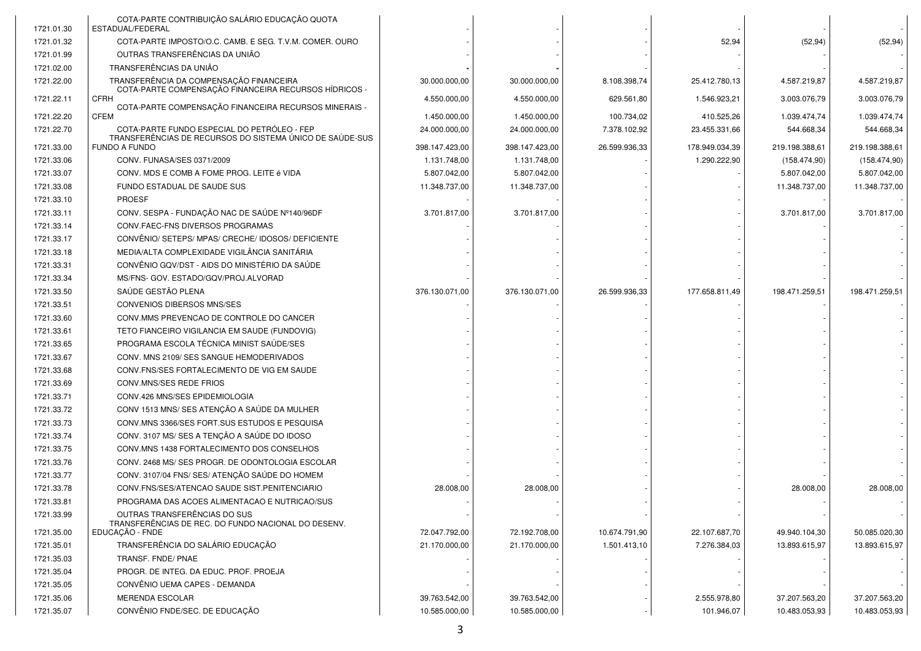| | | | | | | | |
|---|---|---|---|---|---|---|---|
| 1721.01.30 | COTA-PARTE CONTRIBUIÇÃO SALÁRIO EDUCAÇÃO QUOTA ESTADUAL/FEDERAL | - | - | - | - | - | - |
| 1721.01.32 | COTA-PARTE IMPOSTO/O.C. CAMB. E SEG. T.V.M. COMER. OURO | - | - | - | 52,94 | (52,94) | (52,94) |
| 1721.01.99 | OUTRAS TRANSFERÊNCIAS DA UNIÃO | - | - | - | - | - | - |
| 1721.02.00 | TRANSFERÊNCIAS DA UNIÃO | - | - | - | - | - | - |
| 1721.22.00 | TRANSFERÊNCIA DA COMPENSAÇÃO FINANCEIRA | 30.000.000,00 | 30.000.000,00 | 8.108.398,74 | 25.412.780,13 | 4.587.219,87 | 4.587.219,87 |
| 1721.22.11 | COTA-PARTE COMPENSAÇÃO FINANCEIRA RECURSOS HÍDRICOS - CFRH | 4.550.000,00 | 4.550.000,00 | 629.561,80 | 1.546.923,21 | 3.003.076,79 | 3.003.076,79 |
| 1721.22.20 | COTA-PARTE COMPENSAÇÃO FINANCEIRA RECURSOS MINERAIS - CFEM | 1.450.000,00 | 1.450.000,00 | 100.734,02 | 410.525,26 | 1.039.474,74 | 1.039.474,74 |
| 1721.22.70 | COTA-PARTE FUNDO ESPECIAL DO PETRÓLEO - FEP | 24.000.000,00 | 24.000.000,00 | 7.378.102,92 | 23.455.331,66 | 544.668,34 | 544.668,34 |
| 1721.33.00 | TRANSFERÊNCIAS DE RECURSOS DO SISTEMA ÚNICO DE SAÚDE-SUS FUNDO A FUNDO | 398.147.423,00 | 398.147.423,00 | 26.599.936,33 | 178.949.034,39 | 219.198.388,61 | 219.198.388,61 |
| 1721.33.06 | CONV. FUNASA/SES 0371/2009 | 1.131.748,00 | 1.131.748,00 | - | 1.290.222,90 | (158.474,90) | (158.474,90) |
| 1721.33.07 | CONV. MDS E COMB A FOME PROG. LEITE é VIDA | 5.807.042,00 | 5.807.042,00 | - | - | 5.807.042,00 | 5.807.042,00 |
| 1721.33.08 | FUNDO ESTADUAL DE SAUDE SUS | 11.348.737,00 | 11.348.737,00 | - | - | 11.348.737,00 | 11.348.737,00 |
| 1721.33.10 | PROESF | - | - | - | - | - | - |
| 1721.33.11 | CONV. SESPA - FUNDAÇÃO NAC DE SAÚDE Nº140/96DF | 3.701.817,00 | 3.701.817,00 | - | - | 3.701.817,00 | 3.701.817,00 |
| 1721.33.14 | CONV.FAEC-FNS DIVERSOS PROGRAMAS | - | - | - | - | - | - |
| 1721.33.17 | CONVÊNIO/ SETEPS/ MPAS/ CRECHE/ IDOSOS/ DEFICIENTE | - | - | - | - | - | - |
| 1721.33.18 | MEDIA/ALTA COMPLEXIDADE VIGILÂNCIA SANITÁRIA | - | - | - | - | - | - |
| 1721.33.31 | CONVÊNIO GQV/DST - AIDS DO MINISTÉRIO DA SAÚDE | - | - | - | - | - | - |
| 1721.33.34 | MS/FNS- GOV. ESTADO/GQV/PROJ.ALVORAD | - | - | - | - | - | - |
| 1721.33.50 | SAÚDE GESTÃO PLENA | 376.130.071,00 | 376.130.071,00 | 26.599.936,33 | 177.658.811,49 | 198.471.259,51 | 198.471.259,51 |
| 1721.33.51 | CONVENIOS DIBERSOS MNS/SES | - | - | - | - | - | - |
| 1721.33.60 | CONV.MMS PREVENCAO DE CONTROLE DO CANCER | - | - | - | - | - | - |
| 1721.33.61 | TETO FIANCEIRO VIGILANCIA EM SAUDE (FUNDOVIG) | - | - | - | - | - | - |
| 1721.33.65 | PROGRAMA ESCOLA TÉCNICA MINIST SAÚDE/SES | - | - | - | - | - | - |
| 1721.33.67 | CONV. MNS 2109/ SES SANGUE HEMODERIVADOS | - | - | - | - | - | - |
| 1721.33.68 | CONV.FNS/SES FORTALECIMENTO DE VIG EM SAUDE | - | - | - | - | - | - |
| 1721.33.69 | CONV.MNS/SES REDE FRIOS | - | - | - | - | - | - |
| 1721.33.71 | CONV.426 MNS/SES EPIDEMIOLOGIA | - | - | - | - | - | - |
| 1721.33.72 | CONV 1513 MNS/ SES ATENÇÃO A SAÚDE DA MULHER | - | - | - | - | - | - |
| 1721.33.73 | CONV.MNS 3366/SES FORT.SUS ESTUDOS E PESQUISA | - | - | - | - | - | - |
| 1721.33.74 | CONV. 3107 MS/ SES A TENÇÃO A SAÚDE DO IDOSO | - | - | - | - | - | - |
| 1721.33.75 | CONV.MNS 1438 FORTALECIMENTO DOS CONSELHOS | - | - | - | - | - | - |
| 1721.33.76 | CONV. 2468 MS/ SES PROGR. DE ODONTOLOGIA ESCOLAR | - | - | - | - | - | - |
| 1721.33.77 | CONV. 3107/04 FNS/ SES/ ATENÇÃO SAÚDE DO HOMEM | - | - | - | - | - | - |
| 1721.33.78 | CONV.FNS/SES/ATENCAO SAUDE SIST.PENITENCIARIO | 28.008,00 | 28.008,00 | - | - | 28.008,00 | 28.008,00 |
| 1721.33.81 | PROGRAMA DAS ACOES ALIMENTACAO E NUTRICAO/SUS | - | - | - | - | - | - |
| 1721.33.99 | OUTRAS TRANSFERÊNCIAS DO SUS | - | - | - | - | - | - |
| 1721.35.00 | TRANSFERÊNCIAS DE REC. DO FUNDO NACIONAL DO DESENV. EDUCAÇÃO - FNDE | 72.047.792,00 | 72.192.708,00 | 10.674.791,90 | 22.107.687,70 | 49.940.104,30 | 50.085.020,30 |
| 1721.35.01 | TRANSFERÊNCIA DO SALÁRIO EDUCAÇÃO | 21.170.000,00 | 21.170.000,00 | 1.501.413,10 | 7.276.384,03 | 13.893.615,97 | 13.893.615,97 |
| 1721.35.03 | TRANSF. FNDE/ PNAE | - | - | - | - | - | - |
| 1721.35.04 | PROGR. DE INTEG. DA EDUC. PROF. PROEJA | - | - | - | - | - | - |
| 1721.35.05 | CONVÊNIO UEMA CAPES - DEMANDA | - | - | - | - | - | - |
| 1721.35.06 | MERENDA ESCOLAR | 39.763.542,00 | 39.763.542,00 | - | 2.555.978,80 | 37.207.563,20 | 37.207.563,20 |
| 1721.35.07 | CONVÊNIO FNDE/SEC. DE EDUCAÇÃO | 10.585.000,00 | 10.585.000,00 | - | 101.946,07 | 10.483.053,93 | 10.483.053,93 |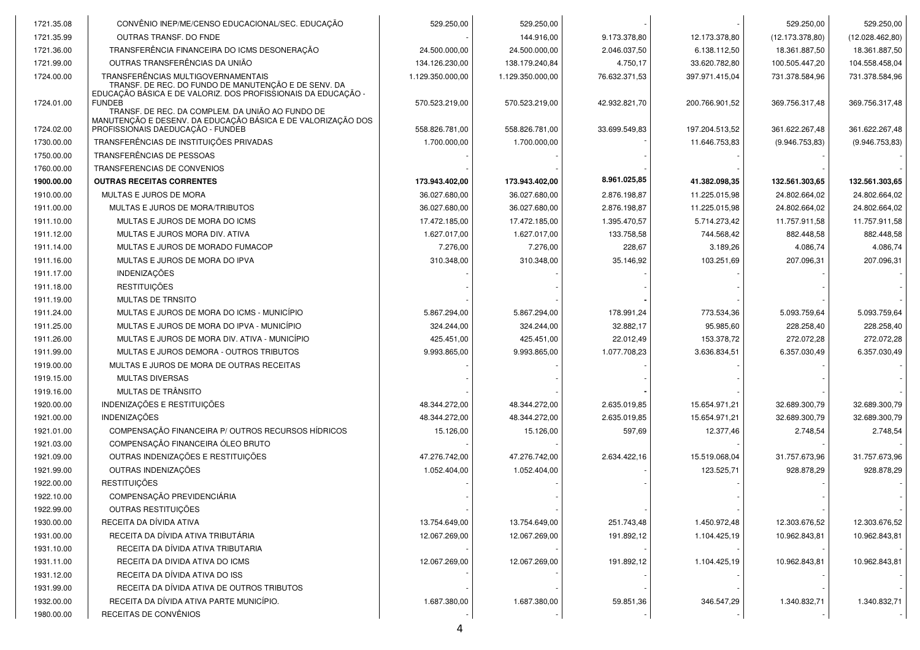| | | | | | | | |
|---|---|---|---|---|---|---|---|
| 1721.35.08 | CONVÊNIO INEP/ME/CENSO EDUCACIONAL/SEC. EDUCAÇÃO | 529.250,00 | 529.250,00 | - | - | 529.250,00 | 529.250,00 |
| 1721.35.99 | OUTRAS TRANSF. DO FNDE | - | 144.916,00 | 9.173.378,80 | 12.173.378,80 | (12.173.378,80) | (12.028.462,80) |
| 1721.36.00 | TRANSFERÊNCIA FINANCEIRA DO ICMS DESONERAÇÃO | 24.500.000,00 | 24.500.000,00 | 2.046.037,50 | 6.138.112,50 | 18.361.887,50 | 18.361.887,50 |
| 1721.99.00 | OUTRAS TRANSFERÊNCIAS DA UNIÃO | 134.126.230,00 | 138.179.240,84 | 4.750,17 | 33.620.782,80 | 100.505.447,20 | 104.558.458,04 |
| 1724.00.00 | TRANSFERÊNCIAS MULTIGOVERNAMENTAIS | 1.129.350.000,00 | 1.129.350.000,00 | 76.632.371,53 | 397.971.415,04 | 731.378.584,96 | 731.378.584,96 |
| 1724.01.00 | TRANSF. DE REC. DO FUNDO DE MANUTENÇÃO E DE SENV. DA EDUCAÇÃO BÁSICA E DE VALORIZ. DOS PROFISSIONAIS DA EDUCAÇÃO - FUNDEB | 570.523.219,00 | 570.523.219,00 | 42.932.821,70 | 200.766.901,52 | 369.756.317,48 | 369.756.317,48 |
| 1724.02.00 | TRANSF. DE REC. DA COMPLEM. DA UNIÃO AO FUNDO DE MANUTENÇÃO E DESENV. DA EDUCAÇÃO BÁSICA E DE VALORIZAÇÃO DOS PROFISSIONAIS DAEDUCAÇÃO - FUNDEB | 558.826.781,00 | 558.826.781,00 | 33.699.549,83 | 197.204.513,52 | 361.622.267,48 | 361.622.267,48 |
| 1730.00.00 | TRANSFERÊNCIAS DE INSTITUIÇÕES PRIVADAS | 1.700.000,00 | 1.700.000,00 | - | 11.646.753,83 | (9.946.753,83) | (9.946.753,83) |
| 1750.00.00 | TRANSFERÊNCIAS DE PESSOAS | - | - | - | - | - | - |
| 1760.00.00 | TRANSFERENCIAS DE CONVENIOS | - | - | - | - | - | - |
| **1900.00.00** | **OUTRAS RECEITAS CORRENTES** | **173.943.402,00** | **173.943.402,00** | **8.961.025,85** | **41.382.098,35** | **132.561.303,65** | **132.561.303,65** |
| 1910.00.00 | MULTAS E JUROS DE MORA | 36.027.680,00 | 36.027.680,00 | 2.876.198,87 | 11.225.015,98 | 24.802.664,02 | 24.802.664,02 |
| 1911.00.00 | MULTAS E JUROS DE MORA/TRIBUTOS | 36.027.680,00 | 36.027.680,00 | 2.876.198,87 | 11.225.015,98 | 24.802.664,02 | 24.802.664,02 |
| 1911.10.00 | MULTAS E JUROS DE MORA DO ICMS | 17.472.185,00 | 17.472.185,00 | 1.395.470,57 | 5.714.273,42 | 11.757.911,58 | 11.757.911,58 |
| 1911.12.00 | MULTAS E JUROS MORA DIV. ATIVA | 1.627.017,00 | 1.627.017,00 | 133.758,58 | 744.568,42 | 882.448,58 | 882.448,58 |
| 1911.14.00 | MULTAS E JUROS DE MORADO FUMACOP | 7.276,00 | 7.276,00 | 228,67 | 3.189,26 | 4.086,74 | 4.086,74 |
| 1911.16.00 | MULTAS E JUROS DE MORA DO IPVA | 310.348,00 | 310.348,00 | 35.146,92 | 103.251,69 | 207.096,31 | 207.096,31 |
| 1911.17.00 | INDENIZAÇÕES | - | - | - | - | - | - |
| 1911.18.00 | RESTITUIÇÕES | - | - | - | - | - | - |
| 1911.19.00 | MULTAS DE TRNSITO | - | - | **-** | - | - | - |
| 1911.24.00 | MULTAS E JUROS DE MORA DO ICMS - MUNICÍPIO | 5.867.294,00 | 5.867.294,00 | 178.991,24 | 773.534,36 | 5.093.759,64 | 5.093.759,64 |
| 1911.25.00 | MULTAS E JUROS DE MORA DO IPVA - MUNICÍPIO | 324.244,00 | 324.244,00 | 32.882,17 | 95.985,60 | 228.258,40 | 228.258,40 |
| 1911.26.00 | MULTAS E JUROS DE MORA DIV. ATIVA - MUNICÍPIO | 425.451,00 | 425.451,00 | 22.012,49 | 153.378,72 | 272.072,28 | 272.072,28 |
| 1911.99.00 | MULTAS E JUROS DEMORA - OUTROS TRIBUTOS | 9.993.865,00 | 9.993.865,00 | 1.077.708,23 | 3.636.834,51 | 6.357.030,49 | 6.357.030,49 |
| 1919.00.00 | MULTAS E JUROS DE MORA DE OUTRAS RECEITAS | - | - | - | - | - | - |
| 1919.15.00 | MULTAS DIVERSAS | - | - | - | - | - | - |
| 1919.16.00 | MULTAS DE TRÂNSITO | - | - | **-** | - | - | - |
| 1920.00.00 | INDENIZAÇÕES E RESTITUIÇÕES | 48.344.272,00 | 48.344.272,00 | 2.635.019,85 | 15.654.971,21 | 32.689.300,79 | 32.689.300,79 |
| 1921.00.00 | INDENIZAÇÕES | 48.344.272,00 | 48.344.272,00 | 2.635.019,85 | 15.654.971,21 | 32.689.300,79 | 32.689.300,79 |
| 1921.01.00 | COMPENSAÇÃO FINANCEIRA P/ OUTROS RECURSOS HÍDRICOS | 15.126,00 | 15.126,00 | 597,69 | 12.377,46 | 2.748,54 | 2.748,54 |
| 1921.03.00 | COMPENSAÇÃO FINANCEIRA ÓLEO BRUTO | - | - | - | - | - | - |
| 1921.09.00 | OUTRAS INDENIZAÇÕES E RESTITUIÇÕES | 47.276.742,00 | 47.276.742,00 | 2.634.422,16 | 15.519.068,04 | 31.757.673,96 | 31.757.673,96 |
| 1921.99.00 | OUTRAS INDENIZAÇÕES | 1.052.404,00 | 1.052.404,00 | - | 123.525,71 | 928.878,29 | 928.878,29 |
| 1922.00.00 | RESTITUIÇÕES | - | - | - | - | - | - |
| 1922.10.00 | COMPENSAÇÃO PREVIDENCIÁRIA | - | - | - | - | - | - |
| 1922.99.00 | OUTRAS RESTITUIÇÕES | - | - | - | - | - | - |
| 1930.00.00 | RECEITA DA DÍVIDA ATIVA | 13.754.649,00 | 13.754.649,00 | 251.743,48 | 1.450.972,48 | 12.303.676,52 | 12.303.676,52 |
| 1931.00.00 | RECEITA DA DÍVIDA ATIVA TRIBUTÁRIA | 12.067.269,00 | 12.067.269,00 | 191.892,12 | 1.104.425,19 | 10.962.843,81 | 10.962.843,81 |
| 1931.10.00 | RECEITA DA DÍVIDA ATIVA TRIBUTARIA | - | - | - | - | - | - |
| 1931.11.00 | RECEITA DA DIVIDA ATIVA DO ICMS | 12.067.269,00 | 12.067.269,00 | 191.892,12 | 1.104.425,19 | 10.962.843,81 | 10.962.843,81 |
| 1931.12.00 | RECEITA DA DÍVIDA ATIVA DO ISS | - | - | - | - | - | - |
| 1931.99.00 | RECEITA DA DÍVIDA ATIVA DE OUTROS TRIBUTOS | - | - | - | - | - | - |
| 1932.00.00 | RECEITA DA DÍVIDA ATIVA PARTE MUNICÍPIO. | 1.687.380,00 | 1.687.380,00 | 59.851,36 | 346.547,29 | 1.340.832,71 | 1.340.832,71 |
| 1980.00.00 | RECEITAS DE CONVÊNIOS | - | - | - | - | - | - |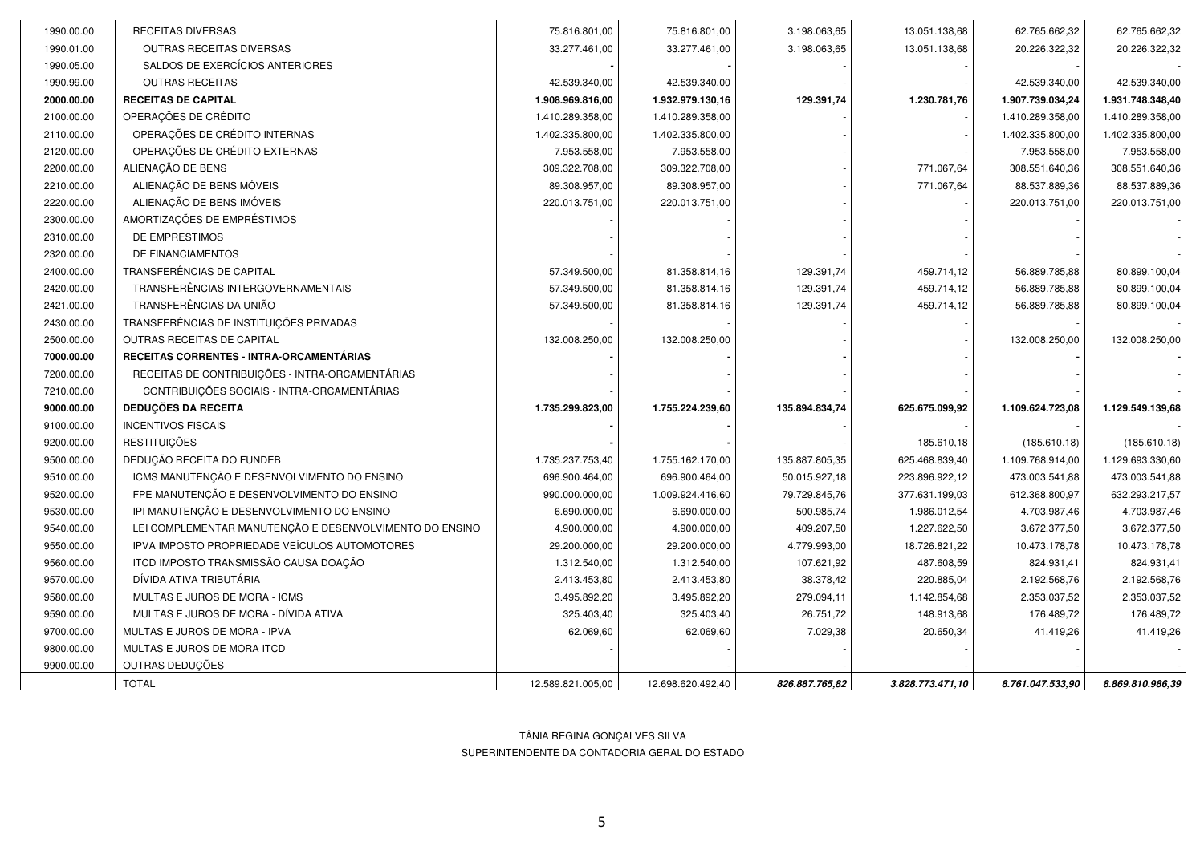| | | | | | | | |
|---|---|---|---|---|---|---|---|
| 1990.00.00 | RECEITAS DIVERSAS | 75.816.801,00 | 75.816.801,00 | 3.198.063,65 | 13.051.138,68 | 62.765.662,32 | 62.765.662,32 |
| 1990.01.00 | OUTRAS RECEITAS DIVERSAS | 33.277.461,00 | 33.277.461,00 | 3.198.063,65 | 13.051.138,68 | 20.226.322,32 | 20.226.322,32 |
| 1990.05.00 | SALDOS DE EXERCÍCIOS ANTERIORES | - | - | | - | - | - |
| 1990.99.00 | OUTRAS RECEITAS | 42.539.340,00 | 42.539.340,00 | | - | 42.539.340,00 | 42.539.340,00 |
| **2000.00.00** | **RECEITAS DE CAPITAL** | **1.908.969.816,00** | **1.932.979.130,16** | **129.391,74** | **1.230.781,76** | **1.907.739.034,24** | **1.931.748.348,40** |
| 2100.00.00 | OPERAÇÕES DE CRÉDITO | 1.410.289.358,00 | 1.410.289.358,00 | - | - | 1.410.289.358,00 | 1.410.289.358,00 |
| 2110.00.00 | OPERAÇÕES DE CRÉDITO INTERNAS | 1.402.335.800,00 | 1.402.335.800,00 | - | - | 1.402.335.800,00 | 1.402.335.800,00 |
| 2120.00.00 | OPERAÇÕES DE CRÉDITO EXTERNAS | 7.953.558,00 | 7.953.558,00 | - | - | 7.953.558,00 | 7.953.558,00 |
| 2200.00.00 | ALIENAÇÃO DE BENS | 309.322.708,00 | 309.322.708,00 | - | 771.067,64 | 308.551.640,36 | 308.551.640,36 |
| 2210.00.00 | ALIENAÇÃO DE BENS MÓVEIS | 89.308.957,00 | 89.308.957,00 | - | 771.067,64 | 88.537.889,36 | 88.537.889,36 |
| 2220.00.00 | ALIENAÇÃO DE BENS IMÓVEIS | 220.013.751,00 | 220.013.751,00 | - | - | 220.013.751,00 | 220.013.751,00 |
| 2300.00.00 | AMORTIZAÇÕES DE EMPRÉSTIMOS | - | - | - | - | - | - |
| 2310.00.00 | DE EMPRESTIMOS | - | - | - | - | - | - |
| 2320.00.00 | DE FINANCIAMENTOS | - | - | - | - | - | - |
| 2400.00.00 | TRANSFERÊNCIAS DE CAPITAL | 57.349.500,00 | 81.358.814,16 | 129.391,74 | 459.714,12 | 56.889.785,88 | 80.899.100,04 |
| 2420.00.00 | TRANSFERÊNCIAS INTERGOVERNAMENTAIS | 57.349.500,00 | 81.358.814,16 | 129.391,74 | 459.714,12 | 56.889.785,88 | 80.899.100,04 |
| 2421.00.00 | TRANSFERÊNCIAS DA UNIÃO | 57.349.500,00 | 81.358.814,16 | 129.391,74 | 459.714,12 | 56.889.785,88 | 80.899.100,04 |
| 2430.00.00 | TRANSFERÊNCIAS DE INSTITUIÇÕES PRIVADAS | - | - | - | - | - | - |
| 2500.00.00 | OUTRAS RECEITAS DE CAPITAL | 132.008.250,00 | 132.008.250,00 | - | - | 132.008.250,00 | 132.008.250,00 |
| **7000.00.00** | **RECEITAS CORRENTES - INTRA-ORCAMENTÁRIAS** | **-** | **-** | **-** | - | **-** | **-** |
| 7200.00.00 | RECEITAS DE CONTRIBUIÇÕES - INTRA-ORCAMENTÁRIAS | - | - | - | - | - | - |
| 7210.00.00 | CONTRIBUIÇÕES SOCIAIS - INTRA-ORCAMENTÁRIAS | - | - | - | - | - | - |
| **9000.00.00** | **DEDUÇÕES DA RECEITA** | **1.735.299.823,00** | **1.755.224.239,60** | **135.894.834,74** | **625.675.099,92** | **1.109.624.723,08** | **1.129.549.139,68** |
| 9100.00.00 | INCENTIVOS FISCAIS | - | - | | - | - | - |
| 9200.00.00 | RESTITUIÇÕES | - | - | - | 185.610,18 | (185.610,18) | (185.610,18) |
| 9500.00.00 | DEDUÇÃO RECEITA DO FUNDEB | 1.735.237.753,40 | 1.755.162.170,00 | 135.887.805,35 | 625.468.839,40 | 1.109.768.914,00 | 1.129.693.330,60 |
| 9510.00.00 | ICMS MANUTENÇÃO E DESENVOLVIMENTO DO ENSINO | 696.900.464,00 | 696.900.464,00 | 50.015.927,18 | 223.896.922,12 | 473.003.541,88 | 473.003.541,88 |
| 9520.00.00 | FPE MANUTENÇÃO E DESENVOLVIMENTO DO ENSINO | 990.000.000,00 | 1.009.924.416,60 | 79.729.845,76 | 377.631.199,03 | 612.368.800,97 | 632.293.217,57 |
| 9530.00.00 | IPI MANUTENÇÃO E DESENVOLVIMENTO DO ENSINO | 6.690.000,00 | 6.690.000,00 | 500.985,74 | 1.986.012,54 | 4.703.987,46 | 4.703.987,46 |
| 9540.00.00 | LEI COMPLEMENTAR MANUTENÇÃO E DESENVOLVIMENTO DO ENSINO | 4.900.000,00 | 4.900.000,00 | 409.207,50 | 1.227.622,50 | 3.672.377,50 | 3.672.377,50 |
| 9550.00.00 | IPVA IMPOSTO PROPRIEDADE VEÍCULOS AUTOMOTORES | 29.200.000,00 | 29.200.000,00 | 4.779.993,00 | 18.726.821,22 | 10.473.178,78 | 10.473.178,78 |
| 9560.00.00 | ITCD IMPOSTO TRANSMISSÃO CAUSA DOAÇÃO | 1.312.540,00 | 1.312.540,00 | 107.621,92 | 487.608,59 | 824.931,41 | 824.931,41 |
| 9570.00.00 | DÍVIDA ATIVA TRIBUTÁRIA | 2.413.453,80 | 2.413.453,80 | 38.378,42 | 220.885,04 | 2.192.568,76 | 2.192.568,76 |
| 9580.00.00 | MULTAS E JUROS DE MORA - ICMS | 3.495.892,20 | 3.495.892,20 | 279.094,11 | 1.142.854,68 | 2.353.037,52 | 2.353.037,52 |
| 9590.00.00 | MULTAS E JUROS DE MORA - DÍVIDA ATIVA | 325.403,40 | 325.403,40 | 26.751,72 | 148.913,68 | 176.489,72 | 176.489,72 |
| 9700.00.00 | MULTAS E JUROS DE MORA - IPVA | 62.069,60 | 62.069,60 | 7.029,38 | 20.650,34 | 41.419,26 | 41.419,26 |
| 9800.00.00 | MULTAS E JUROS DE MORA ITCD | - | - | - | - | - | - |
| 9900.00.00 | OUTRAS DEDUÇÕES | - | - | - | - | - | - |
| | TOTAL | 12.589.821.005,00 | 12.698.620.492,40 | *826.887.765,82* | *3.828.773.471,10* | *8.761.047.533,90* | *8.869.810.986,39* |

TÂNIA REGINA GONÇALVES SILVA

SUPERINTENDENTE DA CONTADORIA GERAL DO ESTADO